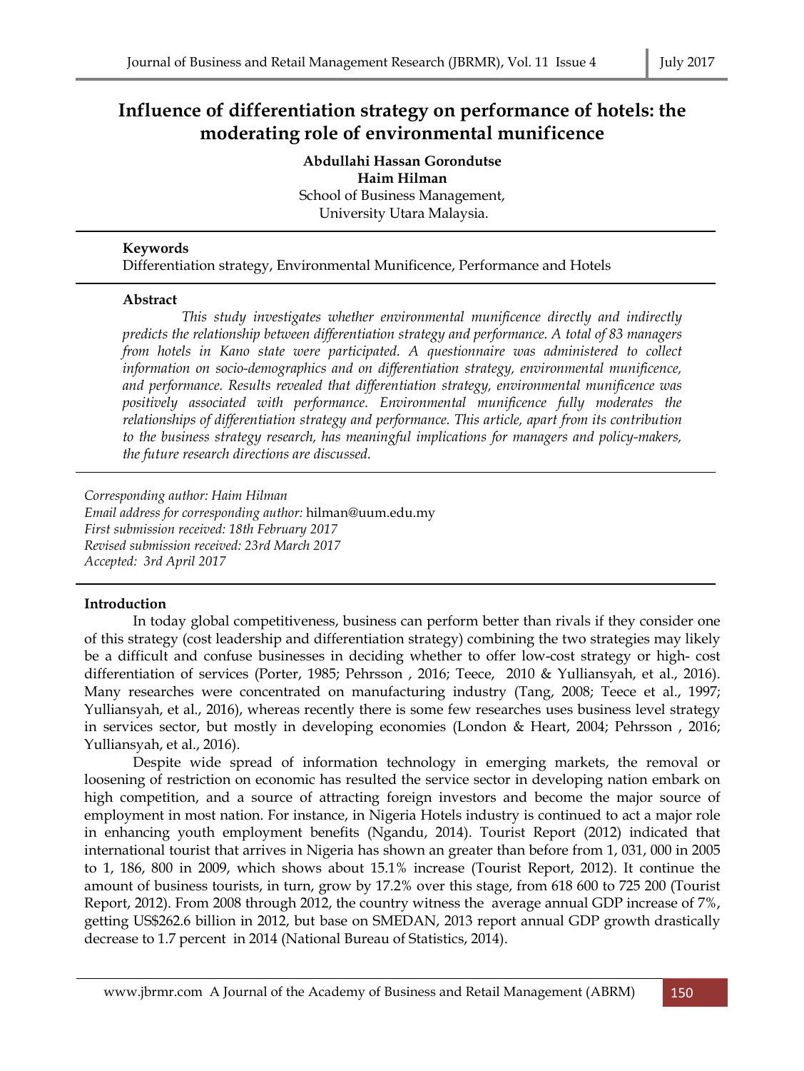# Influence of differentiation strategy on performance of hotels: the moderating role of environmental munificence

**Abdullahi Hassan Gorondutse**
**Haim Hilman**
School of Business Management,
University Utara Malaysia.

---

**Keywords**
Differentiation strategy, Environmental Munificence, Performance and Hotels

---

**Abstract**

*This study investigates whether environmental munificence directly and indirectly predicts the relationship between differentiation strategy and performance. A total of 83 managers from hotels in Kano state were participated. A questionnaire was administered to collect information on socio-demographics and on differentiation strategy, environmental munificence, and performance. Results revealed that differentiation strategy, environmental munificence was positively associated with performance. Environmental munificence fully moderates the relationships of differentiation strategy and performance. This article, apart from its contribution to the business strategy research, has meaningful implications for managers and policy-makers, the future research directions are discussed.*

---

*Corresponding author: Haim Hilman*
*Email address for corresponding author:* hilman@uum.edu.my
*First submission received: 18th February 2017*
*Revised submission received: 23rd March 2017*
*Accepted: 3rd April 2017*

---

## Introduction

In today global competitiveness, business can perform better than rivals if they consider one of this strategy (cost leadership and differentiation strategy) combining the two strategies may likely be a difficult and confuse businesses in deciding whether to offer low-cost strategy or high- cost differentiation of services (Porter, 1985; Pehrsson , 2016; Teece, 2010 & Yulliansyah, et al., 2016). Many researches were concentrated on manufacturing industry (Tang, 2008; Teece et al., 1997; Yulliansyah, et al., 2016), whereas recently there is some few researches uses business level strategy in services sector, but mostly in developing economies (London & Heart, 2004; Pehrsson , 2016; Yulliansyah, et al., 2016).

Despite wide spread of information technology in emerging markets, the removal or loosening of restriction on economic has resulted the service sector in developing nation embark on high competition, and a source of attracting foreign investors and become the major source of employment in most nation. For instance, in Nigeria Hotels industry is continued to act a major role in enhancing youth employment benefits (Ngandu, 2014). Tourist Report (2012) indicated that international tourist that arrives in Nigeria has shown an greater than before from 1, 031, 000 in 2005 to 1, 186, 800 in 2009, which shows about 15.1% increase (Tourist Report, 2012). It continue the amount of business tourists, in turn, grow by 17.2% over this stage, from 618 600 to 725 200 (Tourist Report, 2012). From 2008 through 2012, the country witness the average annual GDP increase of 7%, getting US$262.6 billion in 2012, but base on SMEDAN, 2013 report annual GDP growth drastically decrease to 1.7 percent in 2014 (National Bureau of Statistics, 2014).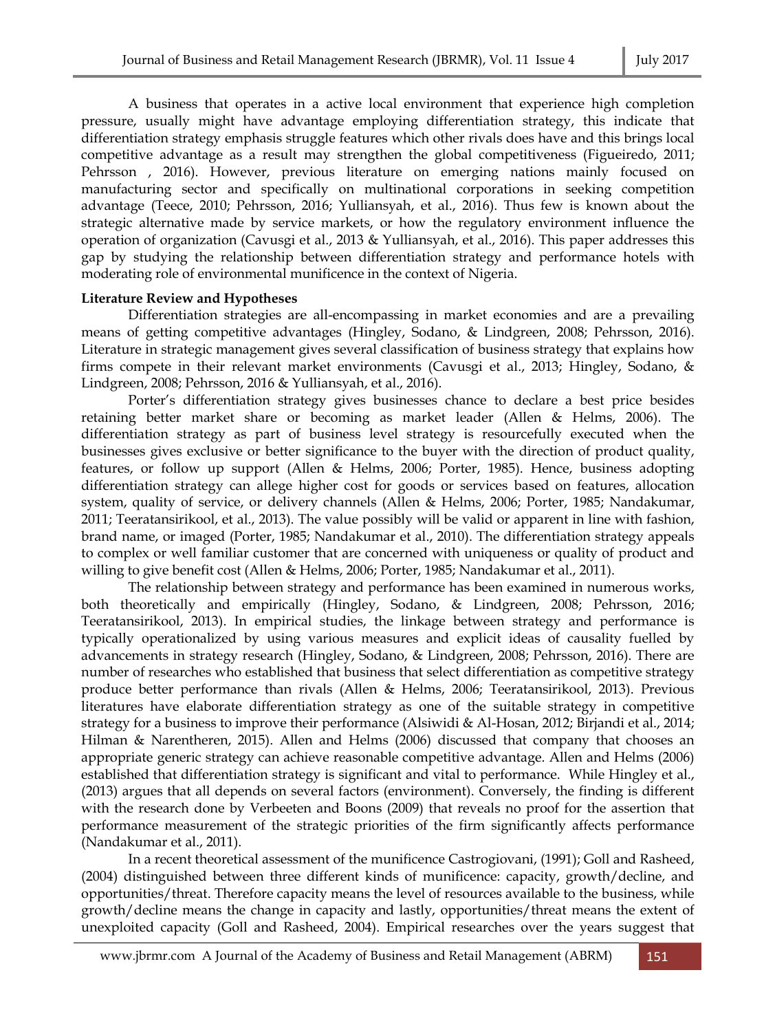A business that operates in a active local environment that experience high completion pressure, usually might have advantage employing differentiation strategy, this indicate that differentiation strategy emphasis struggle features which other rivals does have and this brings local competitive advantage as a result may strengthen the global competitiveness (Figueiredo, 2011; Pehrsson , 2016). However, previous literature on emerging nations mainly focused on manufacturing sector and specifically on multinational corporations in seeking competition advantage (Teece, 2010; Pehrsson, 2016; Yulliansyah, et al., 2016). Thus few is known about the strategic alternative made by service markets, or how the regulatory environment influence the operation of organization (Cavusgi et al., 2013 & Yulliansyah, et al., 2016). This paper addresses this gap by studying the relationship between differentiation strategy and performance hotels with moderating role of environmental munificence in the context of Nigeria.

**Literature Review and Hypotheses**

Differentiation strategies are all-encompassing in market economies and are a prevailing means of getting competitive advantages (Hingley, Sodano, & Lindgreen, 2008; Pehrsson, 2016). Literature in strategic management gives several classification of business strategy that explains how firms compete in their relevant market environments (Cavusgi et al., 2013; Hingley, Sodano, & Lindgreen, 2008; Pehrsson, 2016 & Yulliansyah, et al., 2016).

Porter's differentiation strategy gives businesses chance to declare a best price besides retaining better market share or becoming as market leader (Allen & Helms, 2006). The differentiation strategy as part of business level strategy is resourcefully executed when the businesses gives exclusive or better significance to the buyer with the direction of product quality, features, or follow up support (Allen & Helms, 2006; Porter, 1985). Hence, business adopting differentiation strategy can allege higher cost for goods or services based on features, allocation system, quality of service, or delivery channels (Allen & Helms, 2006; Porter, 1985; Nandakumar, 2011; Teeratansirikool, et al., 2013). The value possibly will be valid or apparent in line with fashion, brand name, or imaged (Porter, 1985; Nandakumar et al., 2010). The differentiation strategy appeals to complex or well familiar customer that are concerned with uniqueness or quality of product and willing to give benefit cost (Allen & Helms, 2006; Porter, 1985; Nandakumar et al., 2011).

The relationship between strategy and performance has been examined in numerous works, both theoretically and empirically (Hingley, Sodano, & Lindgreen, 2008; Pehrsson, 2016; Teeratansirikool, 2013). In empirical studies, the linkage between strategy and performance is typically operationalized by using various measures and explicit ideas of causality fuelled by advancements in strategy research (Hingley, Sodano, & Lindgreen, 2008; Pehrsson, 2016). There are number of researches who established that business that select differentiation as competitive strategy produce better performance than rivals (Allen & Helms, 2006; Teeratansirikool, 2013). Previous literatures have elaborate differentiation strategy as one of the suitable strategy in competitive strategy for a business to improve their performance (Alsiwidi & Al-Hosan, 2012; Birjandi et al., 2014; Hilman & Narentheren, 2015). Allen and Helms (2006) discussed that company that chooses an appropriate generic strategy can achieve reasonable competitive advantage. Allen and Helms (2006) established that differentiation strategy is significant and vital to performance. While Hingley et al., (2013) argues that all depends on several factors (environment). Conversely, the finding is different with the research done by Verbeeten and Boons (2009) that reveals no proof for the assertion that performance measurement of the strategic priorities of the firm significantly affects performance (Nandakumar et al., 2011).

In a recent theoretical assessment of the munificence Castrogiovani, (1991); Goll and Rasheed, (2004) distinguished between three different kinds of munificence: capacity, growth/decline, and opportunities/threat. Therefore capacity means the level of resources available to the business, while growth/decline means the change in capacity and lastly, opportunities/threat means the extent of unexploited capacity (Goll and Rasheed, 2004). Empirical researches over the years suggest that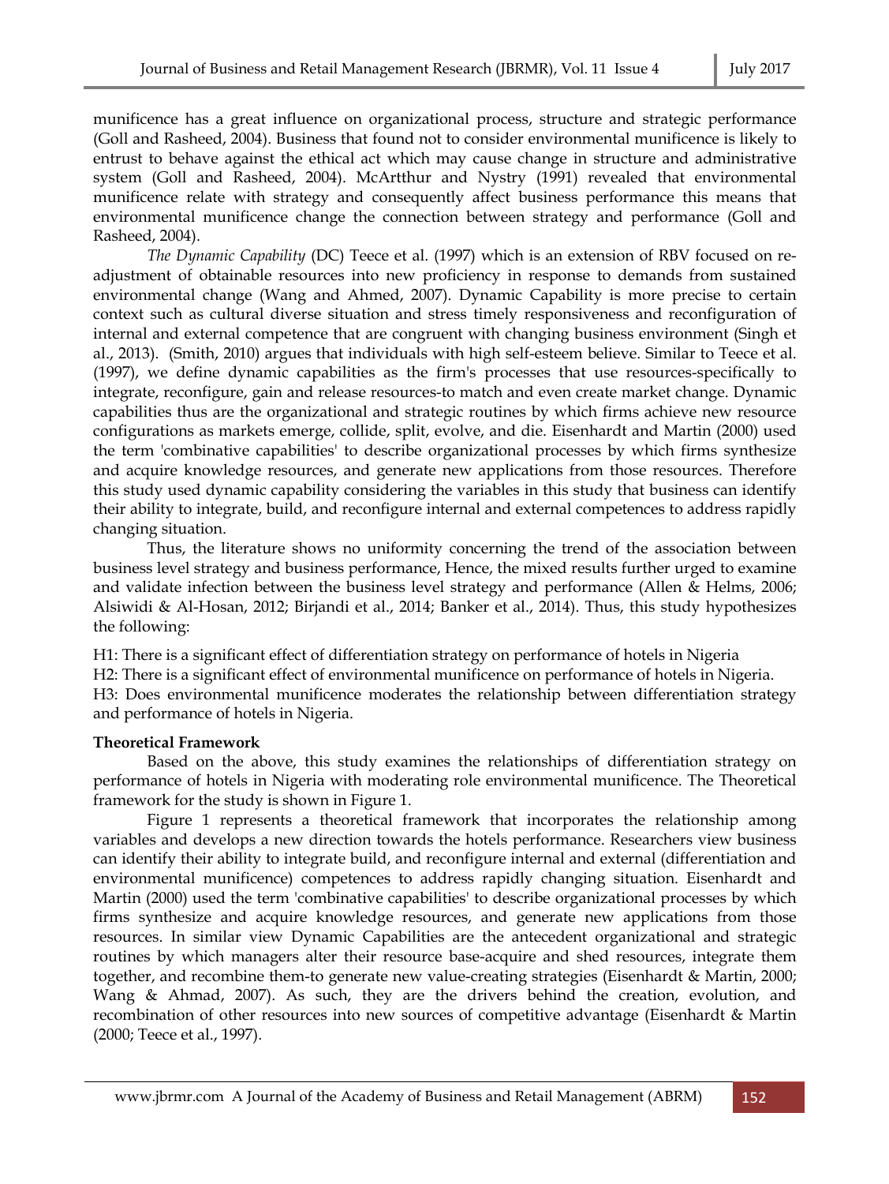munificence has a great influence on organizational process, structure and strategic performance (Goll and Rasheed, 2004). Business that found not to consider environmental munificence is likely to entrust to behave against the ethical act which may cause change in structure and administrative system (Goll and Rasheed, 2004). McArtthur and Nystry (1991) revealed that environmental munificence relate with strategy and consequently affect business performance this means that environmental munificence change the connection between strategy and performance (Goll and Rasheed, 2004).

*The Dynamic Capability* (DC) Teece et al. (1997) which is an extension of RBV focused on re-adjustment of obtainable resources into new proficiency in response to demands from sustained environmental change (Wang and Ahmed, 2007). Dynamic Capability is more precise to certain context such as cultural diverse situation and stress timely responsiveness and reconfiguration of internal and external competence that are congruent with changing business environment (Singh et al., 2013). (Smith, 2010) argues that individuals with high self-esteem believe. Similar to Teece et al. (1997), we define dynamic capabilities as the firm's processes that use resources-specifically to integrate, reconfigure, gain and release resources-to match and even create market change. Dynamic capabilities thus are the organizational and strategic routines by which firms achieve new resource configurations as markets emerge, collide, split, evolve, and die. Eisenhardt and Martin (2000) used the term 'combinative capabilities' to describe organizational processes by which firms synthesize and acquire knowledge resources, and generate new applications from those resources. Therefore this study used dynamic capability considering the variables in this study that business can identify their ability to integrate, build, and reconfigure internal and external competences to address rapidly changing situation.

Thus, the literature shows no uniformity concerning the trend of the association between business level strategy and business performance, Hence, the mixed results further urged to examine and validate infection between the business level strategy and performance (Allen & Helms, 2006; Alsiwidi & Al-Hosan, 2012; Birjandi et al., 2014; Banker et al., 2014). Thus, this study hypothesizes the following:

H1: There is a significant effect of differentiation strategy on performance of hotels in Nigeria
H2: There is a significant effect of environmental munificence on performance of hotels in Nigeria.
H3: Does environmental munificence moderates the relationship between differentiation strategy and performance of hotels in Nigeria.

**Theoretical Framework**

Based on the above, this study examines the relationships of differentiation strategy on performance of hotels in Nigeria with moderating role environmental munificence. The Theoretical framework for the study is shown in Figure 1.

Figure 1 represents a theoretical framework that incorporates the relationship among variables and develops a new direction towards the hotels performance. Researchers view business can identify their ability to integrate build, and reconfigure internal and external (differentiation and environmental munificence) competences to address rapidly changing situation. Eisenhardt and Martin (2000) used the term 'combinative capabilities' to describe organizational processes by which firms synthesize and acquire knowledge resources, and generate new applications from those resources. In similar view Dynamic Capabilities are the antecedent organizational and strategic routines by which managers alter their resource base-acquire and shed resources, integrate them together, and recombine them-to generate new value-creating strategies (Eisenhardt & Martin, 2000; Wang & Ahmad, 2007). As such, they are the drivers behind the creation, evolution, and recombination of other resources into new sources of competitive advantage (Eisenhardt & Martin (2000; Teece et al., 1997).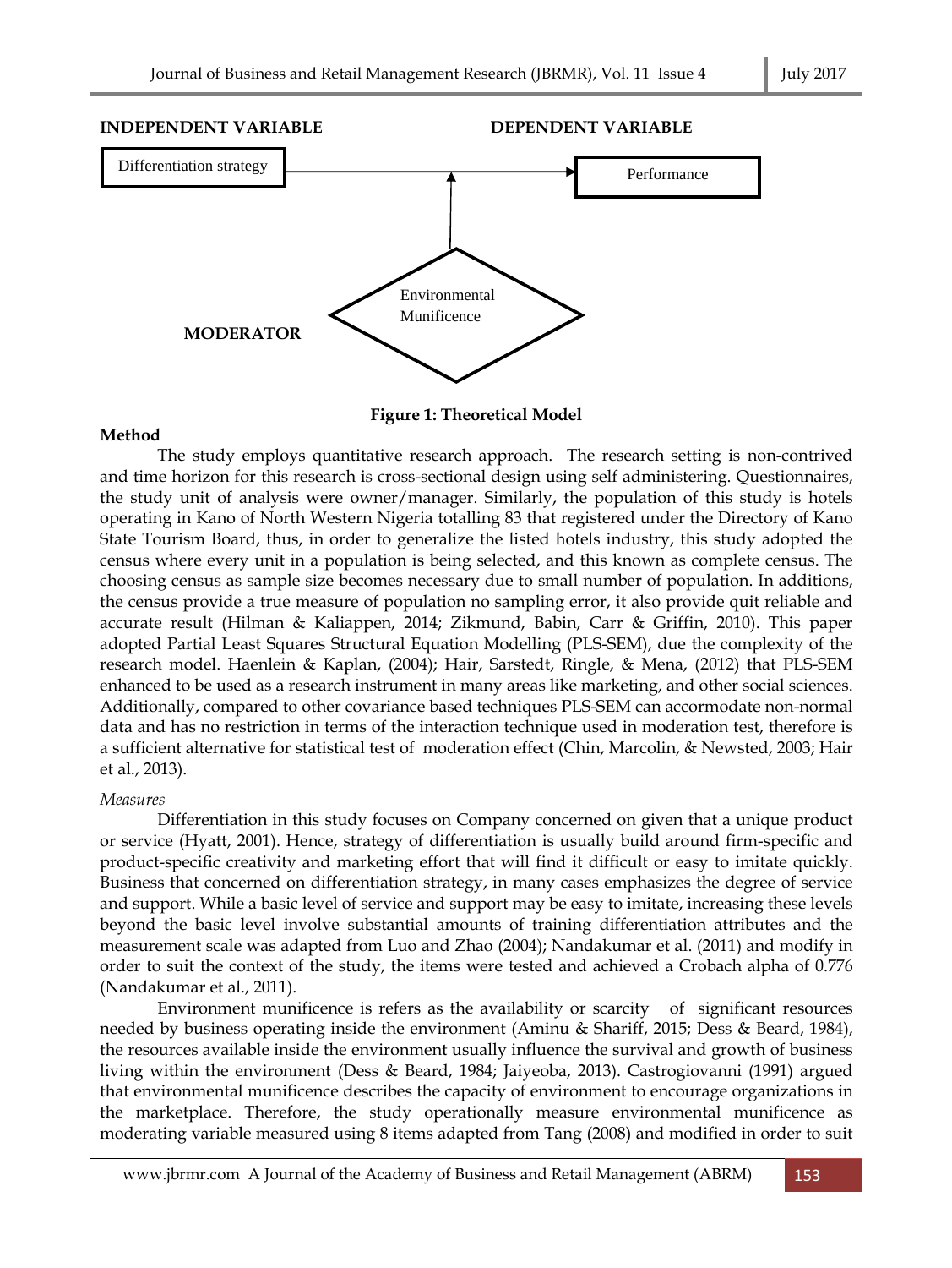INDEPENDENT VARIABLE DEPENDENT VARIABLE

Differentiation strategy → Performance

MODERATOR: Environmental Munificence

**Figure 1: Theoretical Model**

**Method**

The study employs quantitative research approach. The research setting is non-contrived and time horizon for this research is cross-sectional design using self administering. Questionnaires, the study unit of analysis were owner/manager. Similarly, the population of this study is hotels operating in Kano of North Western Nigeria totalling 83 that registered under the Directory of Kano State Tourism Board, thus, in order to generalize the listed hotels industry, this study adopted the census where every unit in a population is being selected, and this known as complete census. The choosing census as sample size becomes necessary due to small number of population. In additions, the census provide a true measure of population no sampling error, it also provide quit reliable and accurate result (Hilman & Kaliappen, 2014; Zikmund, Babin, Carr & Griffin, 2010). This paper adopted Partial Least Squares Structural Equation Modelling (PLS-SEM), due the complexity of the research model. Haenlein & Kaplan, (2004); Hair, Sarstedt, Ringle, & Mena, (2012) that PLS-SEM enhanced to be used as a research instrument in many areas like marketing, and other social sciences. Additionally, compared to other covariance based techniques PLS-SEM can accormodate non-normal data and has no restriction in terms of the interaction technique used in moderation test, therefore is a sufficient alternative for statistical test of moderation effect (Chin, Marcolin, & Newsted, 2003; Hair et al., 2013).

*Measures*

Differentiation in this study focuses on Company concerned on given that a unique product or service (Hyatt, 2001). Hence, strategy of differentiation is usually build around firm-specific and product-specific creativity and marketing effort that will find it difficult or easy to imitate quickly. Business that concerned on differentiation strategy, in many cases emphasizes the degree of service and support. While a basic level of service and support may be easy to imitate, increasing these levels beyond the basic level involve substantial amounts of training differentiation attributes and the measurement scale was adapted from Luo and Zhao (2004); Nandakumar et al. (2011) and modify in order to suit the context of the study, the items were tested and achieved a Crobach alpha of 0.776 (Nandakumar et al., 2011).

Environment munificence is refers as the availability or scarcity of significant resources needed by business operating inside the environment (Aminu & Shariff, 2015; Dess & Beard, 1984), the resources available inside the environment usually influence the survival and growth of business living within the environment (Dess & Beard, 1984; Jaiyeoba, 2013). Castrogiovanni (1991) argued that environmental munificence describes the capacity of environment to encourage organizations in the marketplace. Therefore, the study operationally measure environmental munificence as moderating variable measured using 8 items adapted from Tang (2008) and modified in order to suit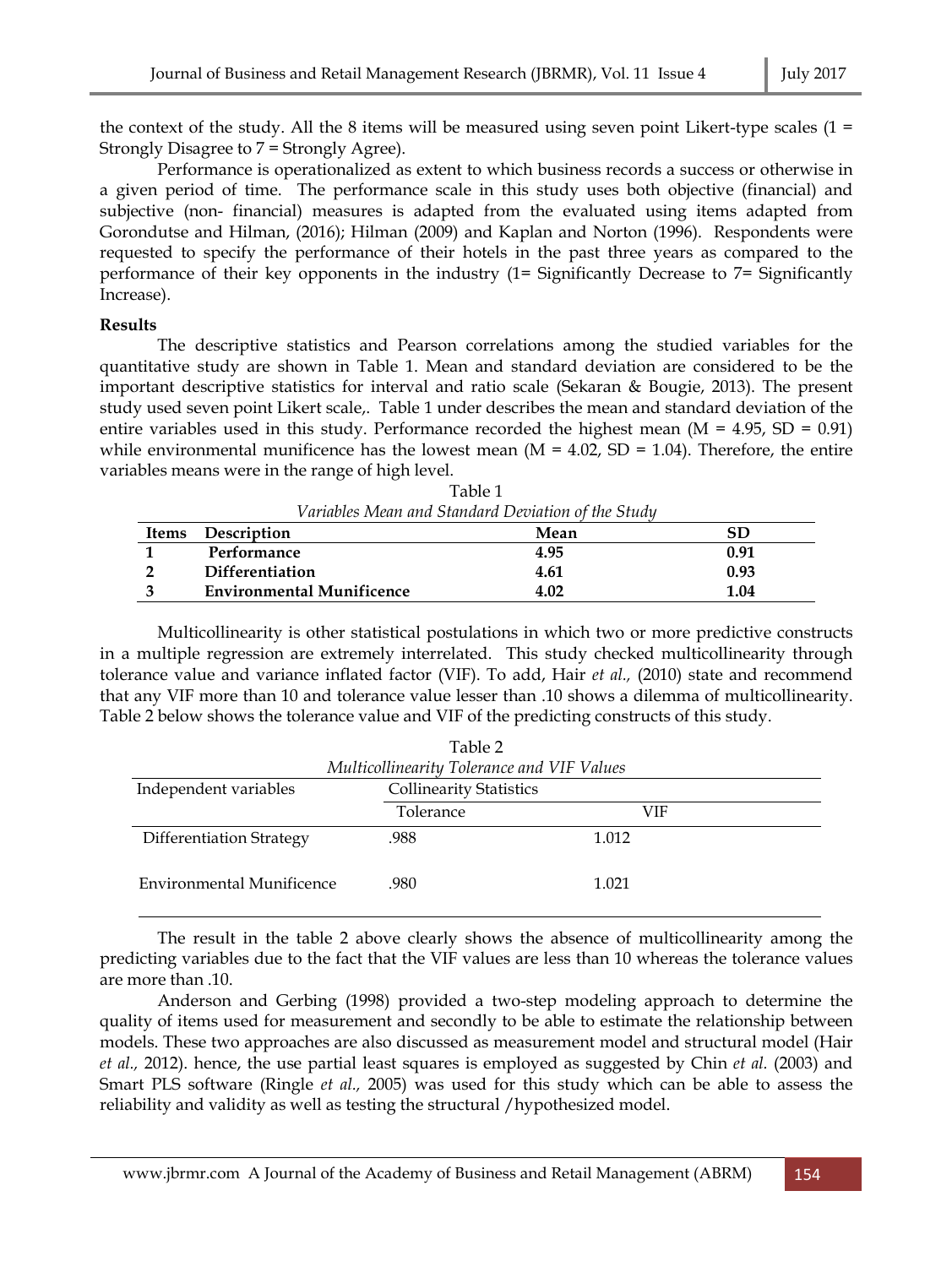the context of the study. All the 8 items will be measured using seven point Likert-type scales (1 = Strongly Disagree to 7 = Strongly Agree).

Performance is operationalized as extent to which business records a success or otherwise in a given period of time. The performance scale in this study uses both objective (financial) and subjective (non- financial) measures is adapted from the evaluated using items adapted from Gorondutse and Hilman, (2016); Hilman (2009) and Kaplan and Norton (1996). Respondents were requested to specify the performance of their hotels in the past three years as compared to the performance of their key opponents in the industry (1= Significantly Decrease to 7= Significantly Increase).

**Results**

The descriptive statistics and Pearson correlations among the studied variables for the quantitative study are shown in Table 1. Mean and standard deviation are considered to be the important descriptive statistics for interval and ratio scale (Sekaran & Bougie, 2013). The present study used seven point Likert scale,. Table 1 under describes the mean and standard deviation of the entire variables used in this study. Performance recorded the highest mean (M = 4.95, SD = 0.91) while environmental munificence has the lowest mean (M = 4.02, SD = 1.04). Therefore, the entire variables means were in the range of high level.

Table 1
*Variables Mean and Standard Deviation of the Study*

| Items | Description | Mean | SD |
|---|---|---|---|
| **1** | **Performance** | **4.95** | **0.91** |
| **2** | **Differentiation** | **4.61** | **0.93** |
| **3** | **Environmental Munificence** | **4.02** | **1.04** |

Multicollinearity is other statistical postulations in which two or more predictive constructs in a multiple regression are extremely interrelated. This study checked multicollinearity through tolerance value and variance inflated factor (VIF). To add, Hair *et al.,* (2010) state and recommend that any VIF more than 10 and tolerance value lesser than .10 shows a dilemma of multicollinearity. Table 2 below shows the tolerance value and VIF of the predicting constructs of this study.

Table 2
*Multicollinearity Tolerance and VIF Values*

| Independent variables | Collinearity Statistics | |
|---|---|---|
| | Tolerance | VIF |
| Differentiation Strategy | .988 | 1.012 |
| Environmental Munificence | .980 | 1.021 |

The result in the table 2 above clearly shows the absence of multicollinearity among the predicting variables due to the fact that the VIF values are less than 10 whereas the tolerance values are more than .10.

Anderson and Gerbing (1998) provided a two-step modeling approach to determine the quality of items used for measurement and secondly to be able to estimate the relationship between models. These two approaches are also discussed as measurement model and structural model (Hair *et al.,* 2012). hence, the use partial least squares is employed as suggested by Chin *et al.* (2003) and Smart PLS software (Ringle *et al.,* 2005) was used for this study which can be able to assess the reliability and validity as well as testing the structural /hypothesized model.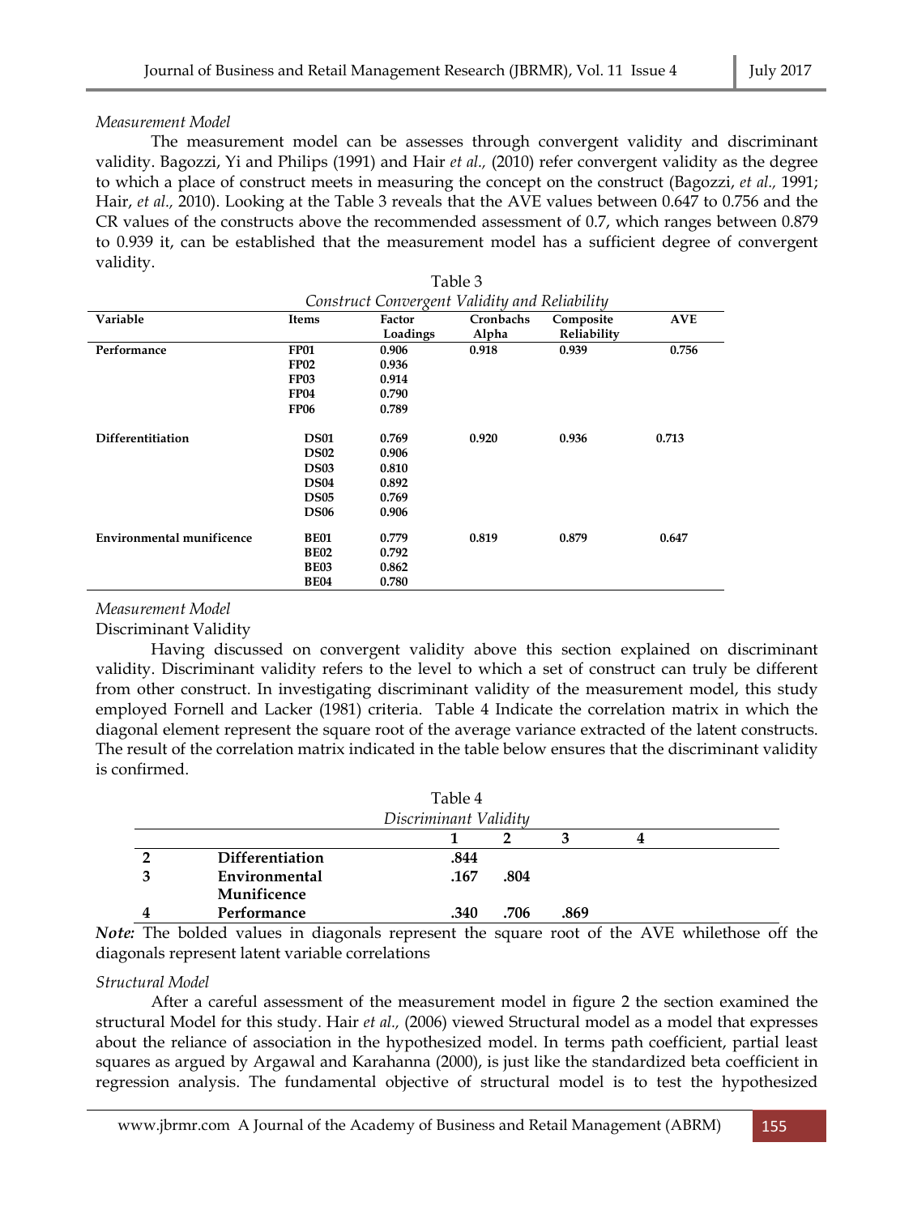*Measurement Model*

The measurement model can be assesses through convergent validity and discriminant validity. Bagozzi, Yi and Philips (1991) and Hair *et al.,* (2010) refer convergent validity as the degree to which a place of construct meets in measuring the concept on the construct (Bagozzi, *et al.,* 1991; Hair, *et al.,* 2010). Looking at the Table 3 reveals that the AVE values between 0.647 to 0.756 and the CR values of the constructs above the recommended assessment of 0.7, which ranges between 0.879 to 0.939 it, can be established that the measurement model has a sufficient degree of convergent validity.

Table 3

*Construct Convergent Validity and Reliability*

| Variable | Items | Factor Loadings | Cronbachs Alpha | Composite Reliability | AVE |
|---|---|---|---|---|---|
| **Performance** | **FP01** | **0.906** | **0.918** | **0.939** | **0.756** |
| | **FP02** | **0.936** | | | |
| | **FP03** | **0.914** | | | |
| | **FP04** | **0.790** | | | |
| | **FP06** | **0.789** | | | |
| **Differentitiation** | **DS01** | **0.769** | **0.920** | **0.936** | **0.713** |
| | **DS02** | **0.906** | | | |
| | **DS03** | **0.810** | | | |
| | **DS04** | **0.892** | | | |
| | **DS05** | **0.769** | | | |
| | **DS06** | **0.906** | | | |
| **Environmental munificence** | **BE01** | **0.779** | **0.819** | **0.879** | **0.647** |
| | **BE02** | **0.792** | | | |
| | **BE03** | **0.862** | | | |
| | **BE04** | **0.780** | | | |

*Measurement Model*

Discriminant Validity

Having discussed on convergent validity above this section explained on discriminant validity. Discriminant validity refers to the level to which a set of construct can truly be different from other construct. In investigating discriminant validity of the measurement model, this study employed Fornell and Lacker (1981) criteria. Table 4 Indicate the correlation matrix in which the diagonal element represent the square root of the average variance extracted of the latent constructs. The result of the correlation matrix indicated in the table below ensures that the discriminant validity is confirmed.

Table 4

*Discriminant Validity*

| | | 1 | 2 | 3 | 4 |
|---|---|---|---|---|---|
| 2 | Differentiation | **.844** | | | |
| 3 | Environmental Munificence | .167 | **.804** | | |
| 4 | Performance | .340 | .706 | **.869** | |

***Note:*** The bolded values in diagonals represent the square root of the AVE whilethose off the diagonals represent latent variable correlations

*Structural Model*

After a careful assessment of the measurement model in figure 2 the section examined the structural Model for this study. Hair *et al.,* (2006) viewed Structural model as a model that expresses about the reliance of association in the hypothesized model. In terms path coefficient, partial least squares as argued by Argawal and Karahanna (2000), is just like the standardized beta coefficient in regression analysis. The fundamental objective of structural model is to test the hypothesized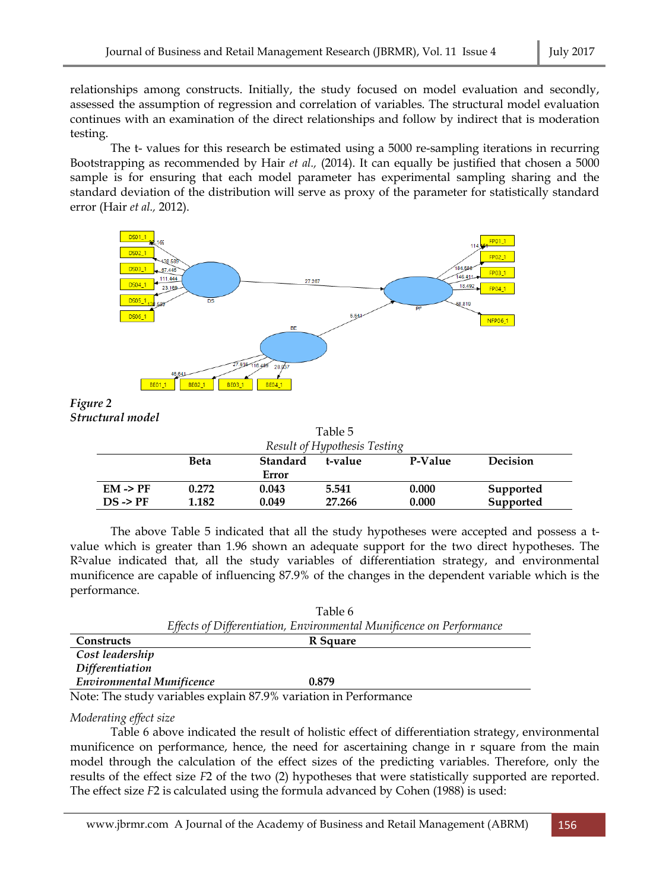relationships among constructs. Initially, the study focused on model evaluation and secondly, assessed the assumption of regression and correlation of variables. The structural model evaluation continues with an examination of the direct relationships and follow by indirect that is moderation testing.

The t- values for this research be estimated using a 5000 re-sampling iterations in recurring Bootstrapping as recommended by Hair *et al.,* (2014). It can equally be justified that chosen a 5000 sample is for ensuring that each model parameter has experimental sampling sharing and the standard deviation of the distribution will serve as proxy of the parameter for statistically standard error (Hair *et al.,* 2012).

***Figure 2***
***Structural model***

Table 5
*Result of Hypothesis Testing*

| | Beta | Standard Error | t-value | P-Value | Decision |
|---|---|---|---|---|---|
| **EM -> PF** | **0.272** | **0.043** | **5.541** | **0.000** | **Supported** |
| **DS -> PF** | **1.182** | **0.049** | **27.266** | **0.000** | **Supported** |

The above Table 5 indicated that all the study hypotheses were accepted and possess a t-value which is greater than 1.96 shown an adequate support for the two direct hypotheses. The $R^2$value indicated that, all the study variables of differentiation strategy, and environmental munificence are capable of influencing 87.9% of the changes in the dependent variable which is the performance.

Table 6
*Effects of Differentiation, Environmental Munificence on Performance*

| Constructs | R Square |
|---|---|
| ***Cost leadership*** | |
| ***Differentiation*** | |
| ***Environmental Munificence*** | **0.879** |

Note: The study variables explain 87.9% variation in Performance

*Moderating effect size*

Table 6 above indicated the result of holistic effect of differentiation strategy, environmental munificence on performance, hence, the need for ascertaining change in r square from the main model through the calculation of the effect sizes of the predicting variables. Therefore, only the results of the effect size *F*2 of the two (2) hypotheses that were statistically supported are reported. The effect size *F*2 is calculated using the formula advanced by Cohen (1988) is used: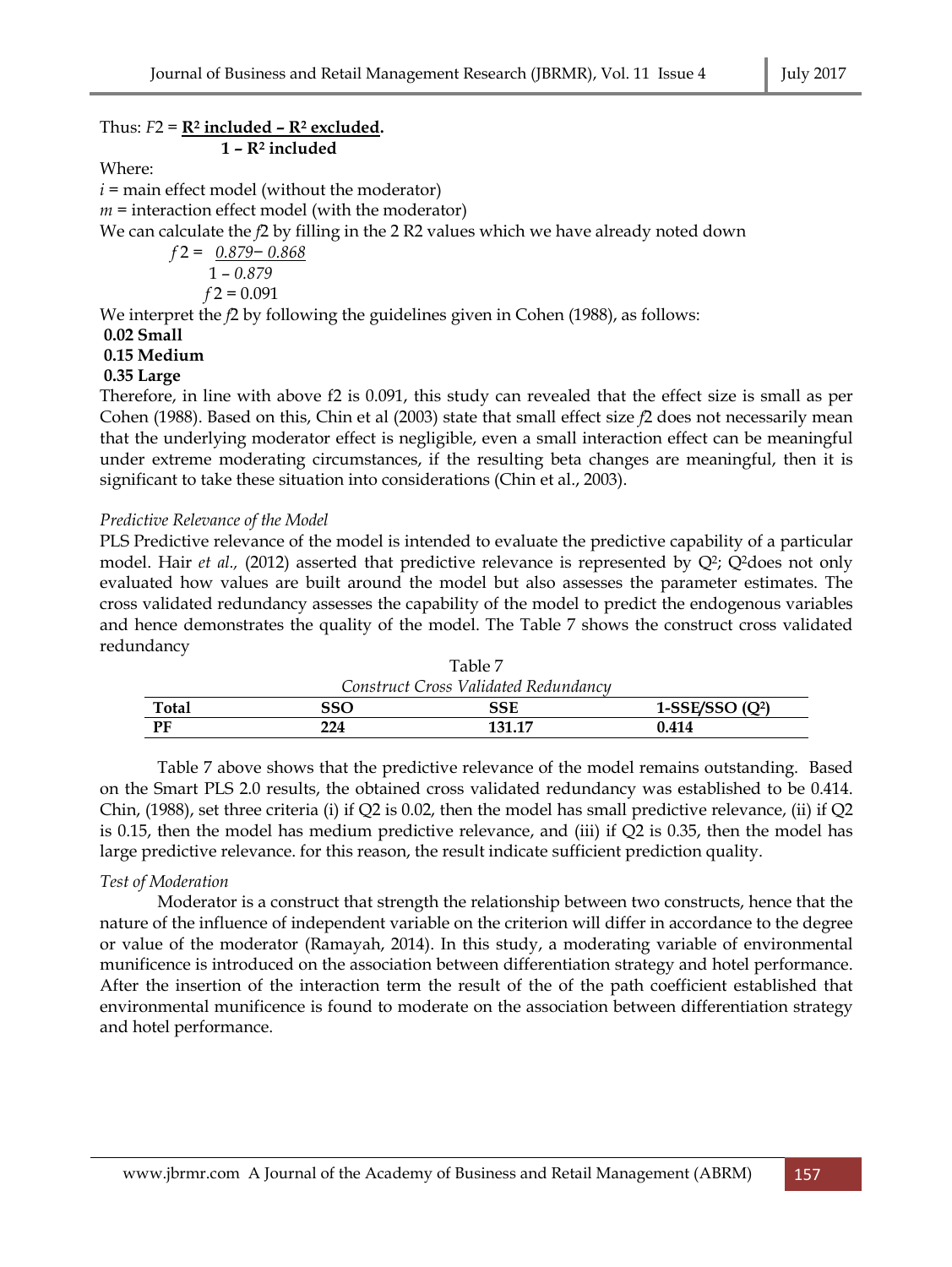Thus: $F2 = \frac{R^2 \text{ included} - R^2 \text{ excluded}}{1 - R^2 \text{ included}}$

Where:

$i$ = main effect model (without the moderator)

$m$ = interaction effect model (with the moderator)

We can calculate the $f2$ by filling in the 2 R2 values which we have already noted down

$$f2 = \frac{0.879 - 0.868}{1 - 0.879}$$

$$f2 = 0.091$$

We interpret the $f2$ by following the guidelines given in Cohen (1988), as follows:

**0.02 Small**

**0.15 Medium**

**0.35 Large**

Therefore, in line with above f2 is 0.091, this study can revealed that the effect size is small as per Cohen (1988). Based on this, Chin et al (2003) state that small effect size $f2$ does not necessarily mean that the underlying moderator effect is negligible, even a small interaction effect can be meaningful under extreme moderating circumstances, if the resulting beta changes are meaningful, then it is significant to take these situation into considerations (Chin et al., 2003).

*Predictive Relevance of the Model*

PLS Predictive relevance of the model is intended to evaluate the predictive capability of a particular model. Hair *et al.,* (2012) asserted that predictive relevance is represented by $Q^2$; $Q^2$does not only evaluated how values are built around the model but also assesses the parameter estimates. The cross validated redundancy assesses the capability of the model to predict the endogenous variables and hence demonstrates the quality of the model. The Table 7 shows the construct cross validated redundancy

Table 7

*Construct Cross Validated Redundancy*

| Total | SSO | SSE | 1-SSE/SSO ($Q^2$) |
|---|---|---|---|
| **PF** | **224** | **131.17** | **0.414** |

Table 7 above shows that the predictive relevance of the model remains outstanding. Based on the Smart PLS 2.0 results, the obtained cross validated redundancy was established to be 0.414. Chin, (1988), set three criteria (i) if Q2 is 0.02, then the model has small predictive relevance, (ii) if Q2 is 0.15, then the model has medium predictive relevance, and (iii) if Q2 is 0.35, then the model has large predictive relevance. for this reason, the result indicate sufficient prediction quality.

*Test of Moderation*

Moderator is a construct that strength the relationship between two constructs, hence that the nature of the influence of independent variable on the criterion will differ in accordance to the degree or value of the moderator (Ramayah, 2014). In this study, a moderating variable of environmental munificence is introduced on the association between differentiation strategy and hotel performance. After the insertion of the interaction term the result of the of the path coefficient established that environmental munificence is found to moderate on the association between differentiation strategy and hotel performance.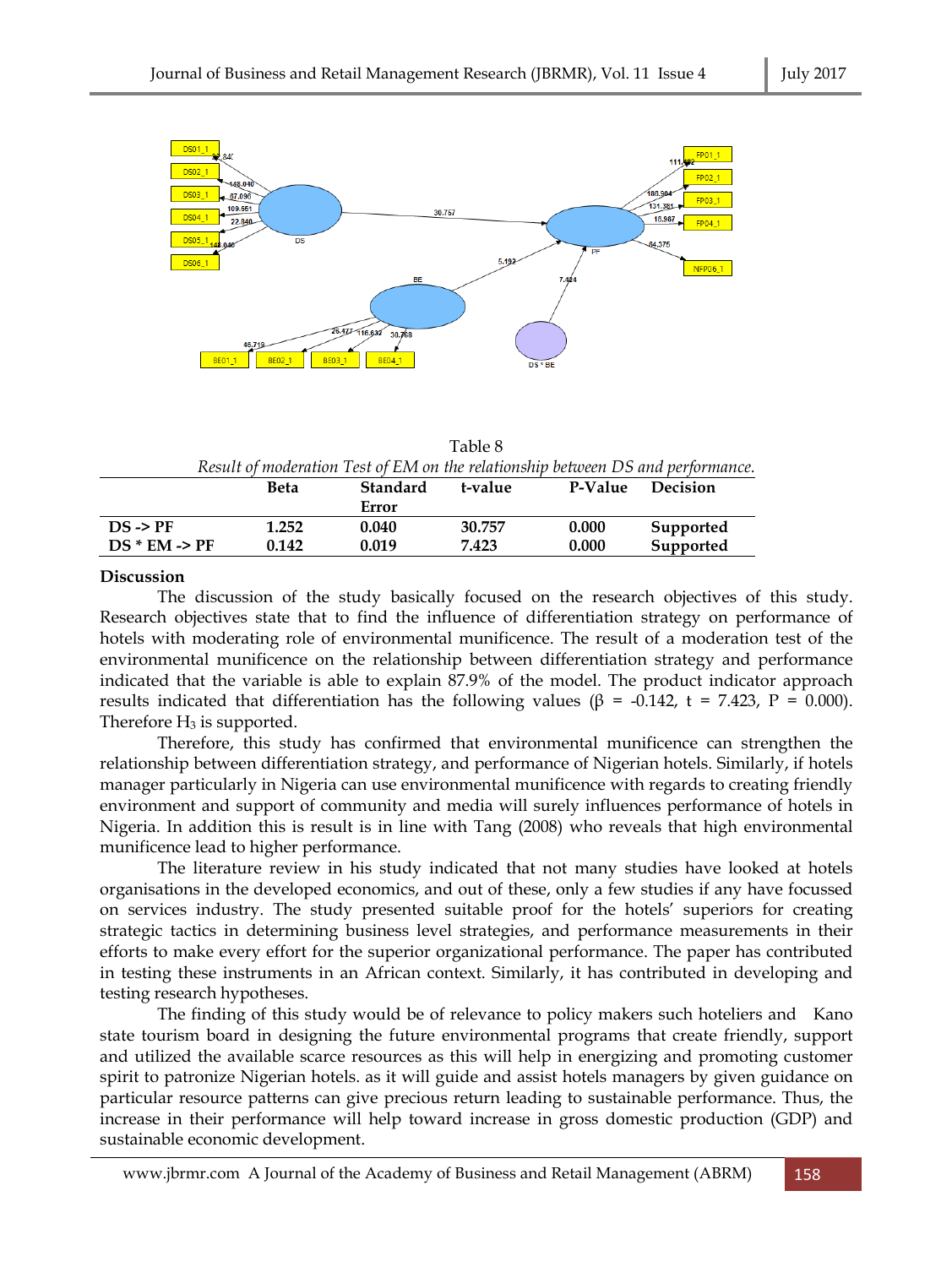Table 8

*Result of moderation Test of EM on the relationship between DS and performance.*

| | Beta | Standard Error | t-value | P-Value | Decision |
|---|---|---|---|---|---|
| **DS -> PF** | **1.252** | **0.040** | **30.757** | **0.000** | **Supported** |
| **DS * EM -> PF** | **0.142** | **0.019** | **7.423** | **0.000** | **Supported** |

**Discussion**

The discussion of the study basically focused on the research objectives of this study. Research objectives state that to find the influence of differentiation strategy on performance of hotels with moderating role of environmental munificence. The result of a moderation test of the environmental munificence on the relationship between differentiation strategy and performance indicated that the variable is able to explain 87.9% of the model. The product indicator approach results indicated that differentiation has the following values ($\beta$ = -0.142, t = 7.423, P = 0.000). Therefore $H_3$ is supported.

Therefore, this study has confirmed that environmental munificence can strengthen the relationship between differentiation strategy, and performance of Nigerian hotels. Similarly, if hotels manager particularly in Nigeria can use environmental munificence with regards to creating friendly environment and support of community and media will surely influences performance of hotels in Nigeria. In addition this is result is in line with Tang (2008) who reveals that high environmental munificence lead to higher performance.

The literature review in his study indicated that not many studies have looked at hotels organisations in the developed economics, and out of these, only a few studies if any have focussed on services industry. The study presented suitable proof for the hotels' superiors for creating strategic tactics in determining business level strategies, and performance measurements in their efforts to make every effort for the superior organizational performance. The paper has contributed in testing these instruments in an African context. Similarly, it has contributed in developing and testing research hypotheses.

The finding of this study would be of relevance to policy makers such hoteliers and Kano state tourism board in designing the future environmental programs that create friendly, support and utilized the available scarce resources as this will help in energizing and promoting customer spirit to patronize Nigerian hotels. as it will guide and assist hotels managers by given guidance on particular resource patterns can give precious return leading to sustainable performance. Thus, the increase in their performance will help toward increase in gross domestic production (GDP) and sustainable economic development.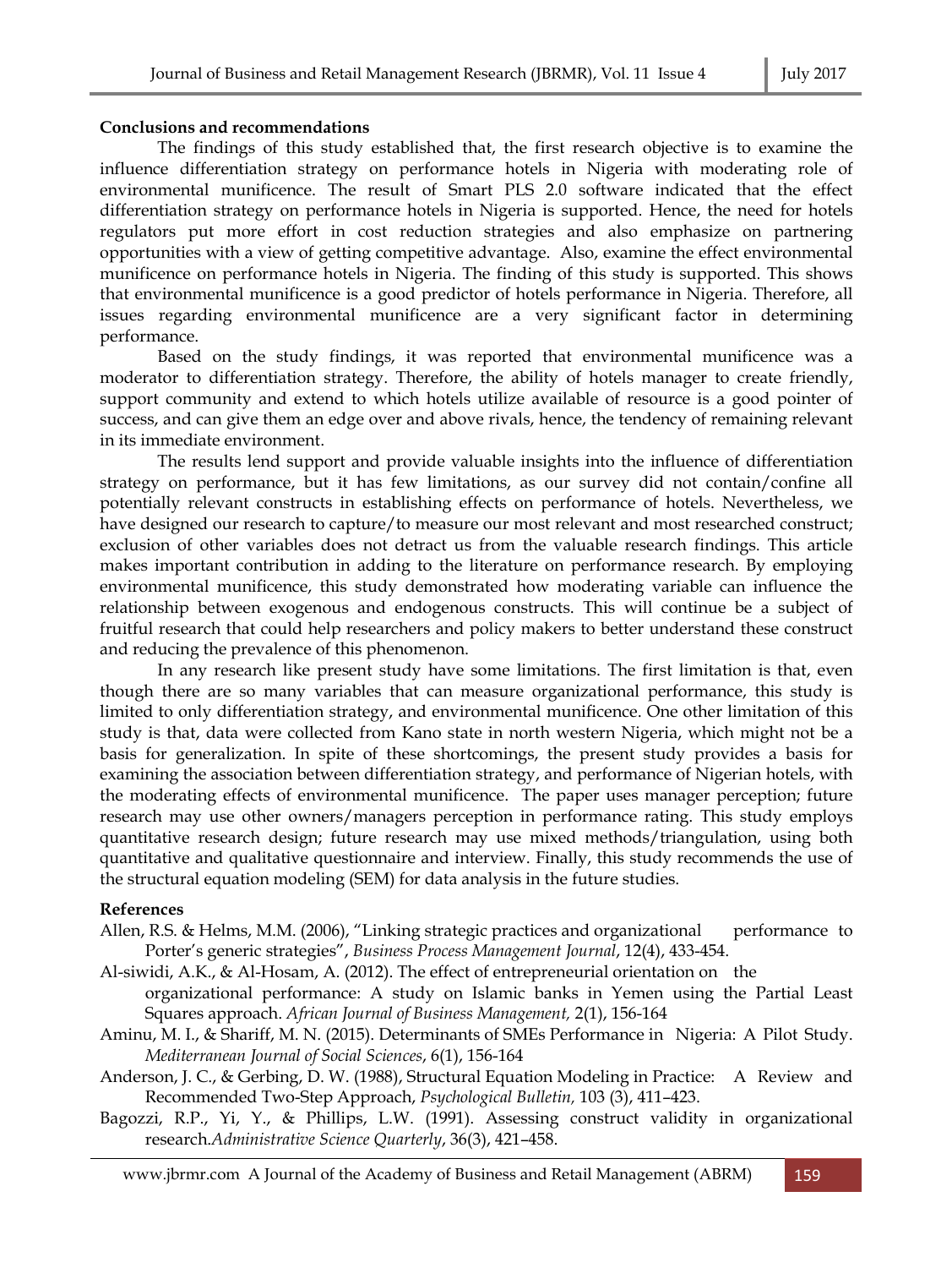**Conclusions and recommendations**

The findings of this study established that, the first research objective is to examine the influence differentiation strategy on performance hotels in Nigeria with moderating role of environmental munificence. The result of Smart PLS 2.0 software indicated that the effect differentiation strategy on performance hotels in Nigeria is supported. Hence, the need for hotels regulators put more effort in cost reduction strategies and also emphasize on partnering opportunities with a view of getting competitive advantage. Also, examine the effect environmental munificence on performance hotels in Nigeria. The finding of this study is supported. This shows that environmental munificence is a good predictor of hotels performance in Nigeria. Therefore, all issues regarding environmental munificence are a very significant factor in determining performance.

Based on the study findings, it was reported that environmental munificence was a moderator to differentiation strategy. Therefore, the ability of hotels manager to create friendly, support community and extend to which hotels utilize available of resource is a good pointer of success, and can give them an edge over and above rivals, hence, the tendency of remaining relevant in its immediate environment.

The results lend support and provide valuable insights into the influence of differentiation strategy on performance, but it has few limitations, as our survey did not contain/confine all potentially relevant constructs in establishing effects on performance of hotels. Nevertheless, we have designed our research to capture/to measure our most relevant and most researched construct; exclusion of other variables does not detract us from the valuable research findings. This article makes important contribution in adding to the literature on performance research. By employing environmental munificence, this study demonstrated how moderating variable can influence the relationship between exogenous and endogenous constructs. This will continue be a subject of fruitful research that could help researchers and policy makers to better understand these construct and reducing the prevalence of this phenomenon.

In any research like present study have some limitations. The first limitation is that, even though there are so many variables that can measure organizational performance, this study is limited to only differentiation strategy, and environmental munificence. One other limitation of this study is that, data were collected from Kano state in north western Nigeria, which might not be a basis for generalization. In spite of these shortcomings, the present study provides a basis for examining the association between differentiation strategy, and performance of Nigerian hotels, with the moderating effects of environmental munificence. The paper uses manager perception; future research may use other owners/managers perception in performance rating. This study employs quantitative research design; future research may use mixed methods/triangulation, using both quantitative and qualitative questionnaire and interview. Finally, this study recommends the use of the structural equation modeling (SEM) for data analysis in the future studies.

**References**

Allen, R.S. & Helms, M.M. (2006), "Linking strategic practices and organizational performance to Porter's generic strategies", *Business Process Management Journal*, 12(4), 433-454.

Al-siwidi, A.K., & Al-Hosam, A. (2012). The effect of entrepreneurial orientation on the organizational performance: A study on Islamic banks in Yemen using the Partial Least Squares approach. *African Journal of Business Management,* 2(1), 156-164

Aminu, M. I., & Shariff, M. N. (2015). Determinants of SMEs Performance in Nigeria: A Pilot Study. *Mediterranean Journal of Social Sciences*, 6(1), 156-164

Anderson, J. C., & Gerbing, D. W. (1988), Structural Equation Modeling in Practice: A Review and Recommended Two-Step Approach, *Psychological Bulletin,* 103 (3), 411–423.

Bagozzi, R.P., Yi, Y., & Phillips, L.W. (1991). Assessing construct validity in organizational research.*Administrative Science Quarterly*, 36(3), 421–458.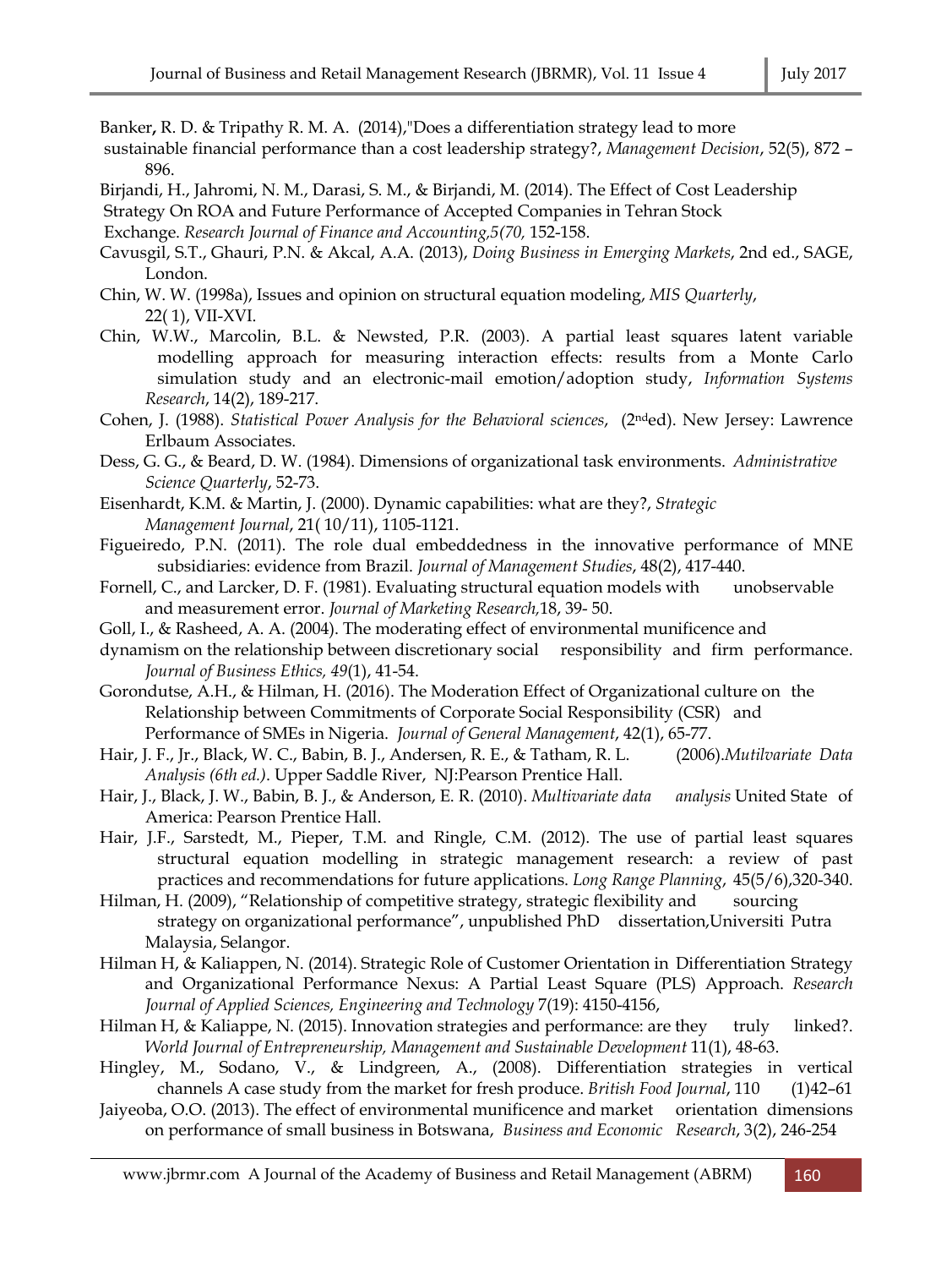Banker, R. D. & Tripathy R. M. A. (2014),"Does a differentiation strategy lead to more sustainable financial performance than a cost leadership strategy?, *Management Decision*, 52(5), 872 – 896.

Birjandi, H., Jahromi, N. M., Darasi, S. M., & Birjandi, M. (2014). The Effect of Cost Leadership Strategy On ROA and Future Performance of Accepted Companies in Tehran Stock Exchange. *Research Journal of Finance and Accounting,5(70,* 152-158.

Cavusgil, S.T., Ghauri, P.N. & Akcal, A.A. (2013), *Doing Business in Emerging Markets*, 2nd ed., SAGE, London.

Chin, W. W. (1998a), Issues and opinion on structural equation modeling, *MIS Quarterly,* 22( 1), VII-XVI.

Chin, W.W., Marcolin, B.L. & Newsted, P.R. (2003). A partial least squares latent variable modelling approach for measuring interaction effects: results from a Monte Carlo simulation study and an electronic-mail emotion/adoption study, *Information Systems Research*, 14(2), 189-217.

Cohen, J. (1988). *Statistical Power Analysis for the Behavioral sciences*, (2nd ed). New Jersey: Lawrence Erlbaum Associates.

Dess, G. G., & Beard, D. W. (1984). Dimensions of organizational task environments. *Administrative Science Quarterly*, 52-73.

Eisenhardt, K.M. & Martin, J. (2000). Dynamic capabilities: what are they?, *Strategic Management Journal*, 21( 10/11), 1105-1121.

Figueiredo, P.N. (2011). The role dual embeddedness in the innovative performance of MNE subsidiaries: evidence from Brazil. *Journal of Management Studies*, 48(2), 417-440.

Fornell, C., and Larcker, D. F. (1981). Evaluating structural equation models with unobservable and measurement error. *Journal of Marketing Research,*18, 39- 50.

Goll, I., & Rasheed, A. A. (2004). The moderating effect of environmental munificence and dynamism on the relationship between discretionary social responsibility and firm performance. *Journal of Business Ethics, 49*(1), 41-54.

Gorondutse, A.H., & Hilman, H. (2016). The Moderation Effect of Organizational culture on the Relationship between Commitments of Corporate Social Responsibility (CSR) and Performance of SMEs in Nigeria. *Journal of General Management*, 42(1), 65-77.

Hair, J. F., Jr., Black, W. C., Babin, B. J., Andersen, R. E., & Tatham, R. L. (2006).*Mutilvariate Data Analysis (6th ed.)*. Upper Saddle River, NJ:Pearson Prentice Hall.

Hair, J., Black, J. W., Babin, B. J., & Anderson, E. R. (2010). *Multivariate data analysis* United State of America: Pearson Prentice Hall.

Hair, J.F., Sarstedt, M., Pieper, T.M. and Ringle, C.M. (2012). The use of partial least squares structural equation modelling in strategic management research: a review of past practices and recommendations for future applications. *Long Range Planning*, 45(5/6),320-340.

Hilman, H. (2009), "Relationship of competitive strategy, strategic flexibility and sourcing strategy on organizational performance", unpublished PhD dissertation,Universiti Putra Malaysia, Selangor.

Hilman H, & Kaliappen, N. (2014). Strategic Role of Customer Orientation in Differentiation Strategy and Organizational Performance Nexus: A Partial Least Square (PLS) Approach. *Research Journal of Applied Sciences, Engineering and Technology* 7(19): 4150-4156,

Hilman H, & Kaliappe, N. (2015). Innovation strategies and performance: are they truly linked?. *World Journal of Entrepreneurship, Management and Sustainable Development* 11(1), 48-63.

Hingley, M., Sodano, V., & Lindgreen, A., (2008). Differentiation strategies in vertical channels A case study from the market for fresh produce. *British Food Journal*, 110 (1)42–61

Jaiyeoba, O.O. (2013). The effect of environmental munificence and market orientation dimensions on performance of small business in Botswana, *Business and Economic Research*, 3(2), 246-254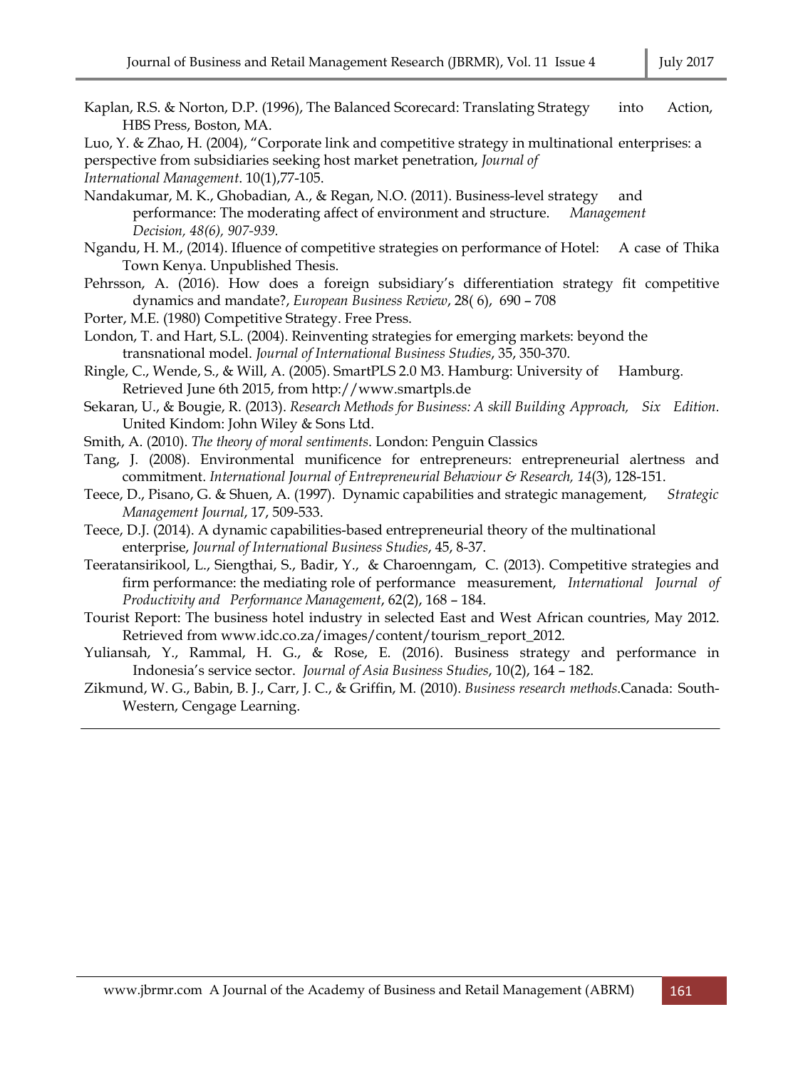Kaplan, R.S. & Norton, D.P. (1996), The Balanced Scorecard: Translating Strategy into Action, HBS Press, Boston, MA.

Luo, Y. & Zhao, H. (2004), "Corporate link and competitive strategy in multinational enterprises: a perspective from subsidiaries seeking host market penetration, *Journal of International Management*. 10(1),77-105.

Nandakumar, M. K., Ghobadian, A., & Regan, N.O. (2011). Business-level strategy and performance: The moderating affect of environment and structure. *Management Decision, 48(6), 907-939.*

Ngandu, H. M., (2014). Ifluence of competitive strategies on performance of Hotel: A case of Thika Town Kenya. Unpublished Thesis.

Pehrsson, A. (2016). How does a foreign subsidiary's differentiation strategy fit competitive dynamics and mandate?, *European Business Review*, 28( 6), 690 – 708

Porter, M.E. (1980) Competitive Strategy. Free Press.

London, T. and Hart, S.L. (2004). Reinventing strategies for emerging markets: beyond the transnational model. *Journal of International Business Studies*, 35, 350-370.

Ringle, C., Wende, S., & Will, A. (2005). SmartPLS 2.0 M3. Hamburg: University of Hamburg. Retrieved June 6th 2015, from http://www.smartpls.de

Sekaran, U., & Bougie, R. (2013). *Research Methods for Business: A skill Building Approach, Six Edition.* United Kindom: John Wiley & Sons Ltd.

Smith, A. (2010). *The theory of moral sentiments*. London: Penguin Classics

Tang, J. (2008). Environmental munificence for entrepreneurs: entrepreneurial alertness and commitment. *International Journal of Entrepreneurial Behaviour & Research, 14*(3), 128-151.

Teece, D., Pisano, G. & Shuen, A. (1997). Dynamic capabilities and strategic management, *Strategic Management Journal*, 17, 509-533.

Teece, D.J. (2014). A dynamic capabilities-based entrepreneurial theory of the multinational enterprise, *Journal of International Business Studies*, 45, 8-37.

Teeratansirikool, L., Siengthai, S., Badir, Y., & Charoenngam, C. (2013). Competitive strategies and firm performance: the mediating role of performance measurement, *International Journal of Productivity and Performance Management*, 62(2), 168 – 184.

Tourist Report: The business hotel industry in selected East and West African countries, May 2012. Retrieved from www.idc.co.za/images/content/tourism_report_2012.

Yuliansah, Y., Rammal, H. G., & Rose, E. (2016). Business strategy and performance in Indonesia's service sector. *Journal of Asia Business Studies*, 10(2), 164 – 182.

Zikmund, W. G., Babin, B. J., Carr, J. C., & Griffin, M. (2010). *Business research methods*.Canada: South-Western, Cengage Learning.